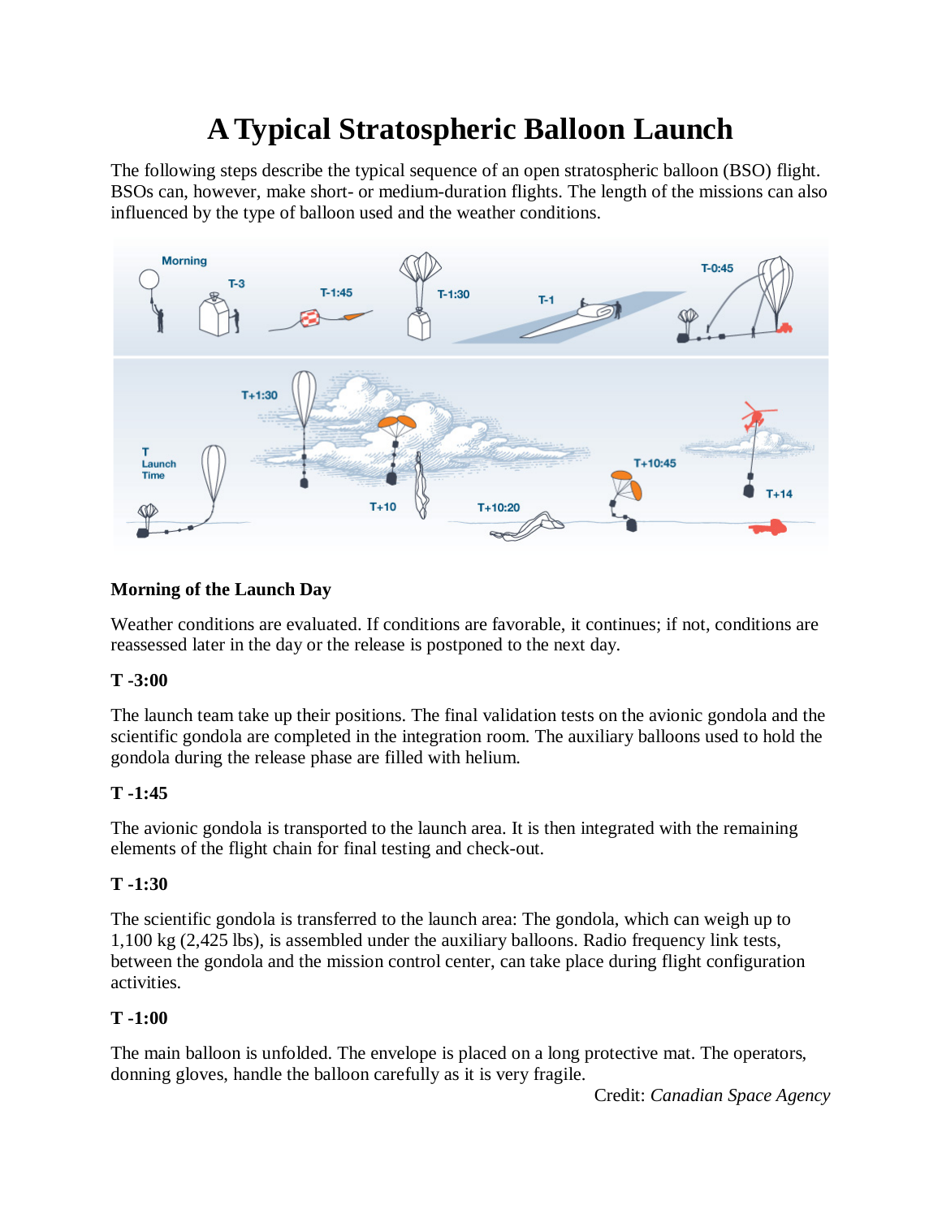# A Typical Stratospheric Balloon Launch

The following steps describe the typical sequence of an open stratospheric balloon (BSO) flight. BSOs can, however, make short- or medium-duration flights. The length of the missions can also influenced by the type of balloon used and the weather conditions.

**Morning of the Launch Day**

Weather conditions are evaluated. If conditions are favorable, it continues; if not, conditions are reassessed later in the day or the release is postponed to the next day.

**T -3:00**

The launch team take up their positions. The final validation tests on the avionic gondola and the scientific gondola are completed in the integration room. The auxiliary balloons used to hold the gondola during the release phase are filled with helium.

**T -1:45**

The avionic gondola is transported to the launch area. It is then integrated with the remaining elements of the flight chain for final testing and check-out.

**T -1:30**

The scientific gondola is transferred to the launch area: The gondola, which can weigh up to 1,100 kg (2,425 lbs), is assembled under the auxiliary balloons. Radio frequency link tests, between the gondola and the mission control center, can take place during flight configuration activities.

**T -1:00**

The main balloon is unfolded. The envelope is placed on a long protective mat. The operators, donning gloves, handle the balloon carefully as it is very fragile.

Credit: *Canadian Space Agency*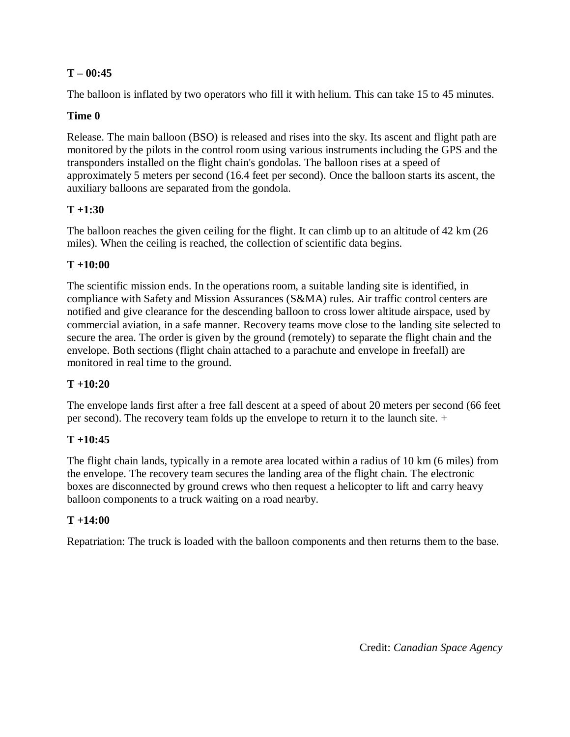**T – 00:45**

The balloon is inflated by two operators who fill it with helium. This can take 15 to 45 minutes.

**Time 0**

Release. The main balloon (BSO) is released and rises into the sky. Its ascent and flight path are monitored by the pilots in the control room using various instruments including the GPS and the transponders installed on the flight chain's gondolas. The balloon rises at a speed of approximately 5 meters per second (16.4 feet per second). Once the balloon starts its ascent, the auxiliary balloons are separated from the gondola.

**T +1:30**

The balloon reaches the given ceiling for the flight. It can climb up to an altitude of 42 km (26 miles). When the ceiling is reached, the collection of scientific data begins.

**T +10:00**

The scientific mission ends. In the operations room, a suitable landing site is identified, in compliance with Safety and Mission Assurances (S&MA) rules. Air traffic control centers are notified and give clearance for the descending balloon to cross lower altitude airspace, used by commercial aviation, in a safe manner. Recovery teams move close to the landing site selected to secure the area. The order is given by the ground (remotely) to separate the flight chain and the envelope. Both sections (flight chain attached to a parachute and envelope in freefall) are monitored in real time to the ground.

**T +10:20**

The envelope lands first after a free fall descent at a speed of about 20 meters per second (66 feet per second). The recovery team folds up the envelope to return it to the launch site. +

**T +10:45**

The flight chain lands, typically in a remote area located within a radius of 10 km (6 miles) from the envelope. The recovery team secures the landing area of the flight chain. The electronic boxes are disconnected by ground crews who then request a helicopter to lift and carry heavy balloon components to a truck waiting on a road nearby.

**T +14:00**

Repatriation: The truck is loaded with the balloon components and then returns them to the base.

Credit: *Canadian Space Agency*